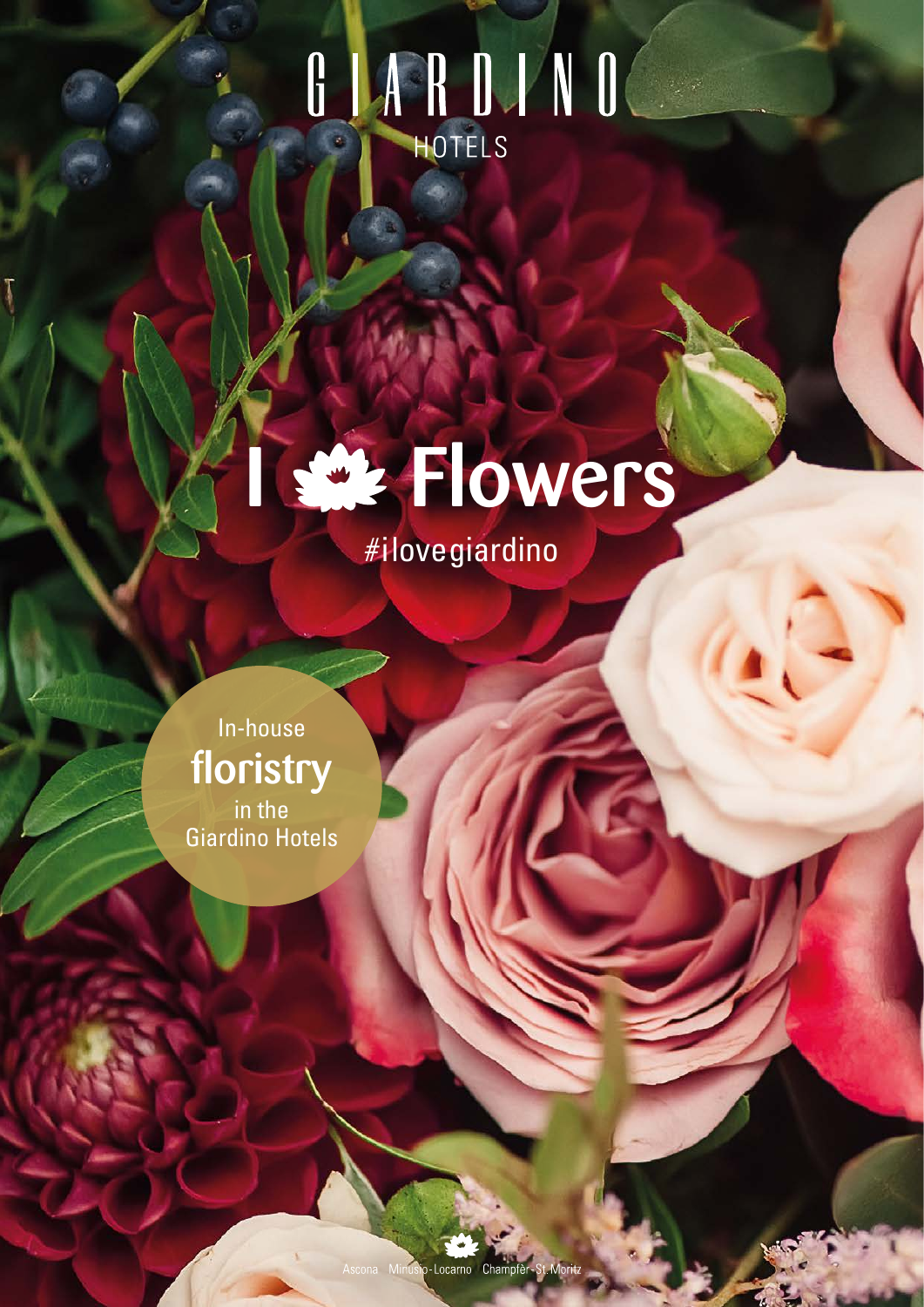GIARDINO
HOTELS

# I ❀ Flowers

#ilovegiardino

In-house
**floristry**
in the
Giardino Hotels

Ascona Minusio-Locarno Champfèr-St. Moritz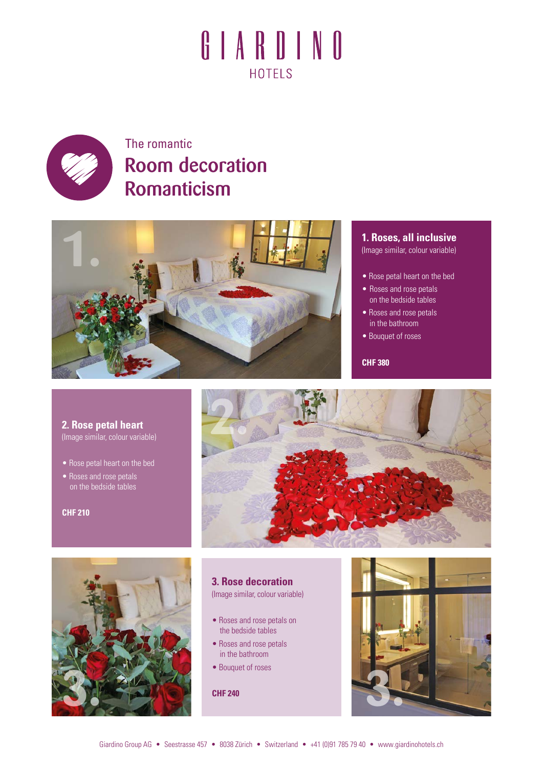# GIARDINO HOTELS

The romantic

## Room decoration Romanticism

### 1. Roses, all inclusive

(Image similar, colour variable)

- Rose petal heart on the bed
- Roses and rose petals on the bedside tables
- Roses and rose petals in the bathroom
- Bouquet of roses

**CHF 380**

### 2. Rose petal heart

(Image similar, colour variable)

- Rose petal heart on the bed
- Roses and rose petals on the bedside tables

**CHF 210**

### 3. Rose decoration

(Image similar, colour variable)

- Roses and rose petals on the bedside tables
- Roses and rose petals in the bathroom
- Bouquet of roses

**CHF 240**

Giardino Group AG • Seestrasse 457 • 8038 Zürich • Switzerland • +41 (0)91 785 79 40 • www.giardinohotels.ch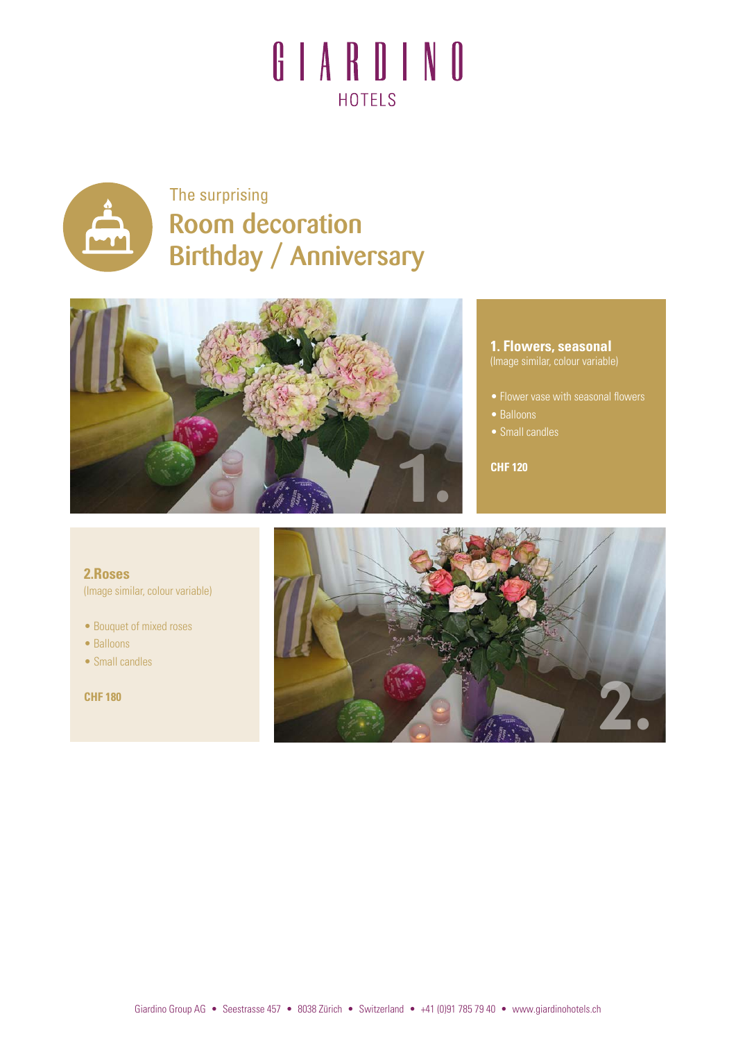# GIARDINO
HOTELS

The surprising

## Room decoration Birthday / Anniversary

### 1. Flowers, seasonal

(Image similar, colour variable)

- Flower vase with seasonal flowers
- Balloons
- Small candles

**CHF 120**

### 2.Roses

(Image similar, colour variable)

- Bouquet of mixed roses
- Balloons
- Small candles

**CHF 180**

Giardino Group AG • Seestrasse 457 • 8038 Zürich • Switzerland • +41 (0)91 785 79 40 • www.giardinohotels.ch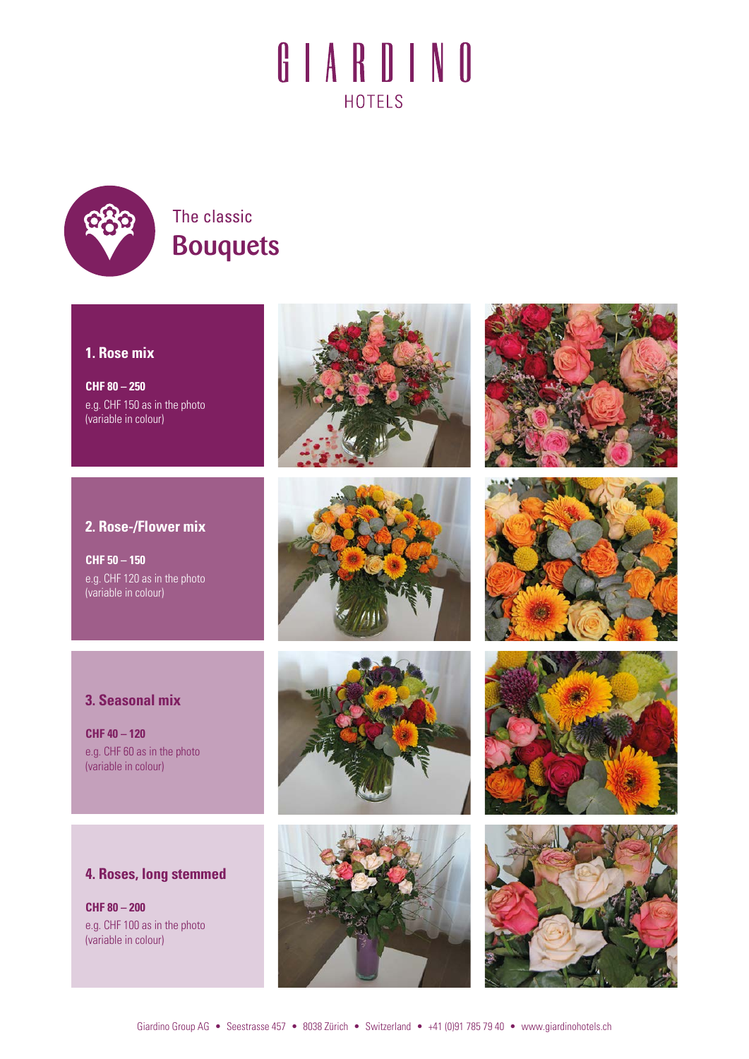# GIARDINO

HOTELS

## The classic
## Bouquets

### 1. Rose mix

**CHF 80 – 250**
e.g. CHF 150 as in the photo
(variable in colour)

### 2. Rose-/Flower mix

**CHF 50 – 150**
e.g. CHF 120 as in the photo
(variable in colour)

### 3. Seasonal mix

**CHF 40 – 120**
e.g. CHF 60 as in the photo
(variable in colour)

### 4. Roses, long stemmed

**CHF 80 – 200**
e.g. CHF 100 as in the photo
(variable in colour)

Giardino Group AG • Seestrasse 457 • 8038 Zürich • Switzerland • +41 (0)91 785 79 40 • www.giardinohotels.ch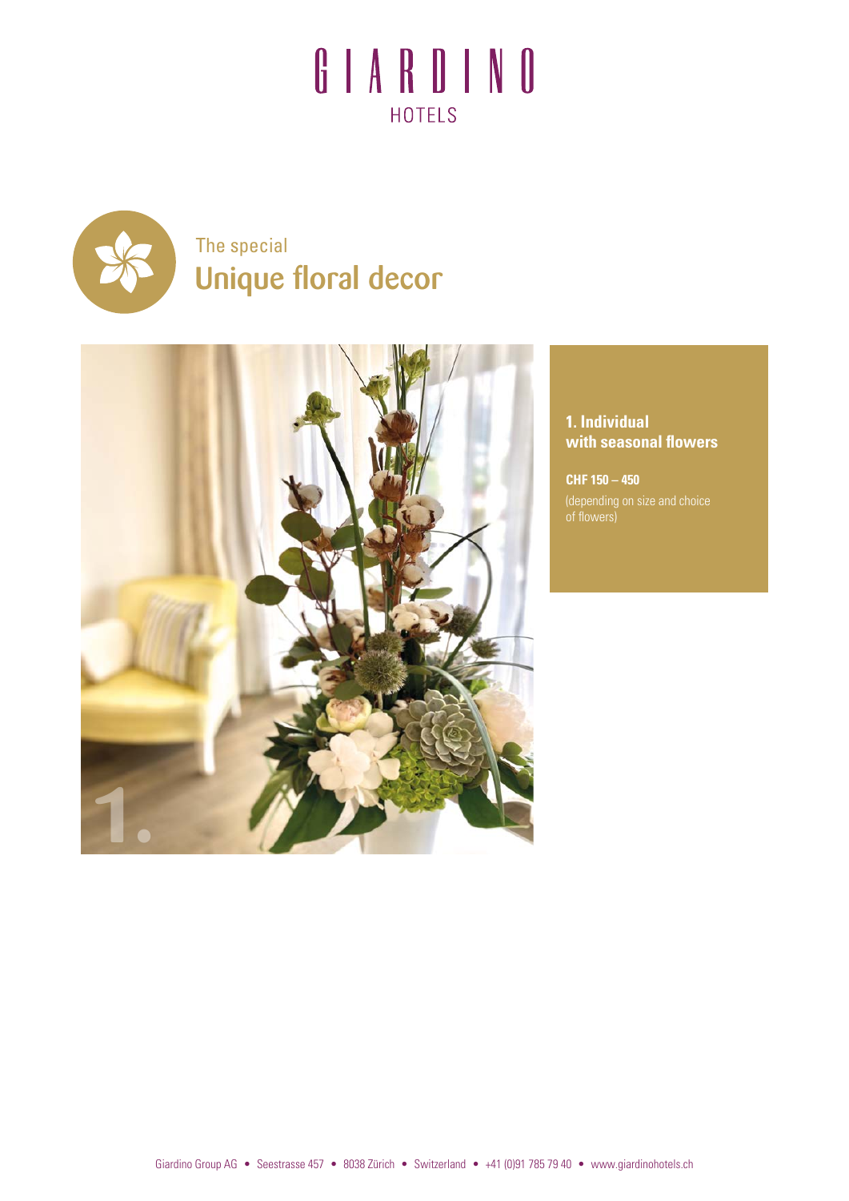# GIARDINO
HOTELS

The special
## Unique floral decor

1.

**1. Individual with seasonal flowers**

**CHF 150 – 450**
(depending on size and choice of flowers)

Giardino Group AG • Seestrasse 457 • 8038 Zürich • Switzerland • +41 (0)91 785 79 40 • www.giardinohotels.ch